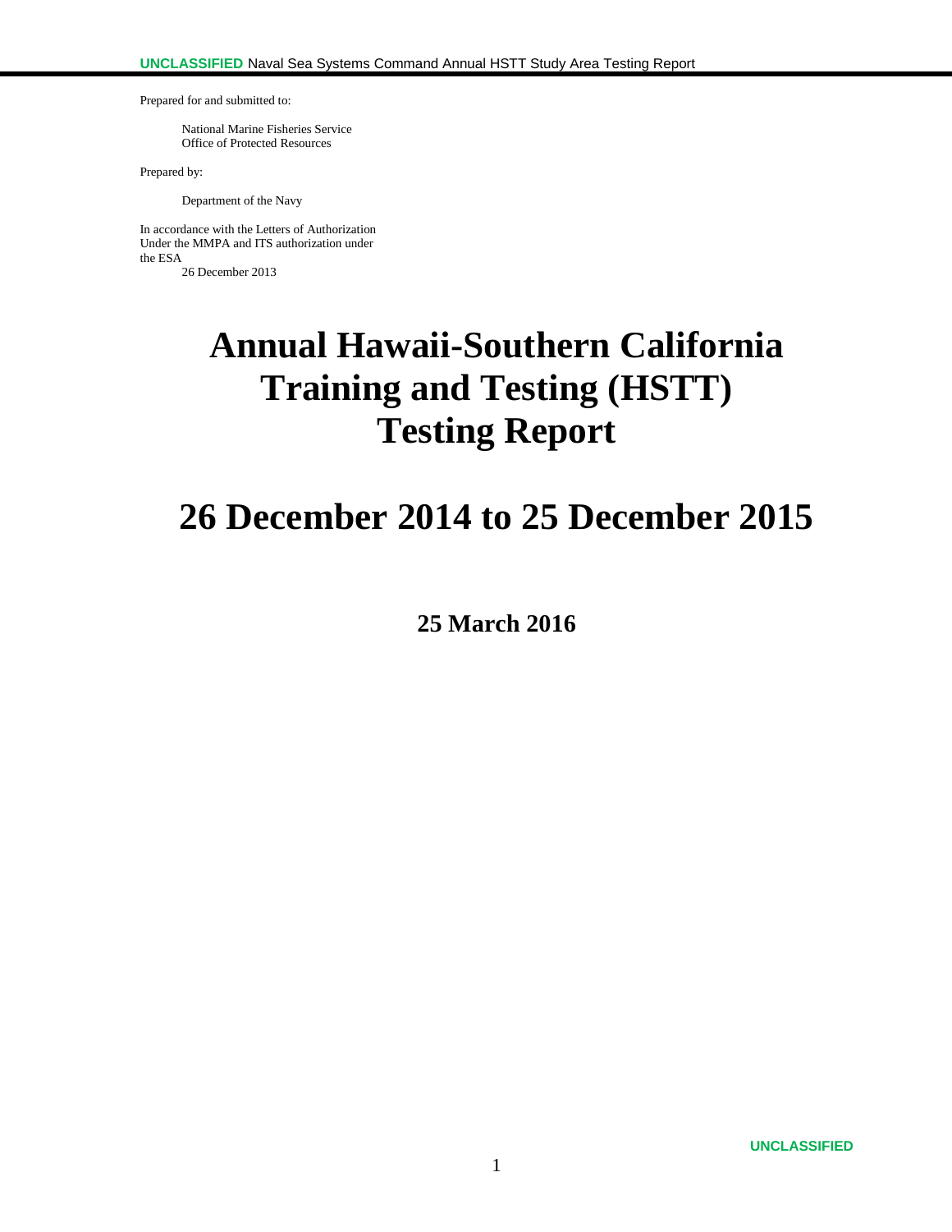Prepared for and submitted to:

National Marine Fisheries Service
Office of Protected Resources

Prepared by:

Department of the Navy

In accordance with the Letters of Authorization
Under the MMPA and ITS authorization under
the ESA
26 December 2013

# Annual Hawaii-Southern California Training and Testing (HSTT) Testing Report

# 26 December 2014 to 25 December 2015

**25 March 2016**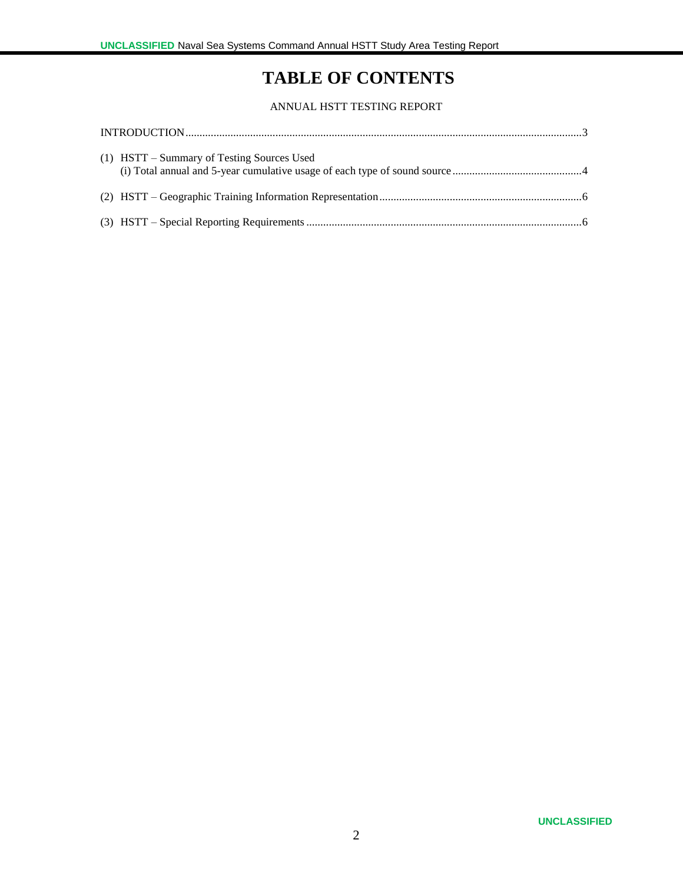# TABLE OF CONTENTS

ANNUAL HSTT TESTING REPORT

INTRODUCTION ... 3

(1) HSTT – Summary of Testing Sources Used
(i) Total annual and 5-year cumulative usage of each type of sound source ... 4

(2) HSTT – Geographic Training Information Representation ... 6

(3) HSTT – Special Reporting Requirements ... 6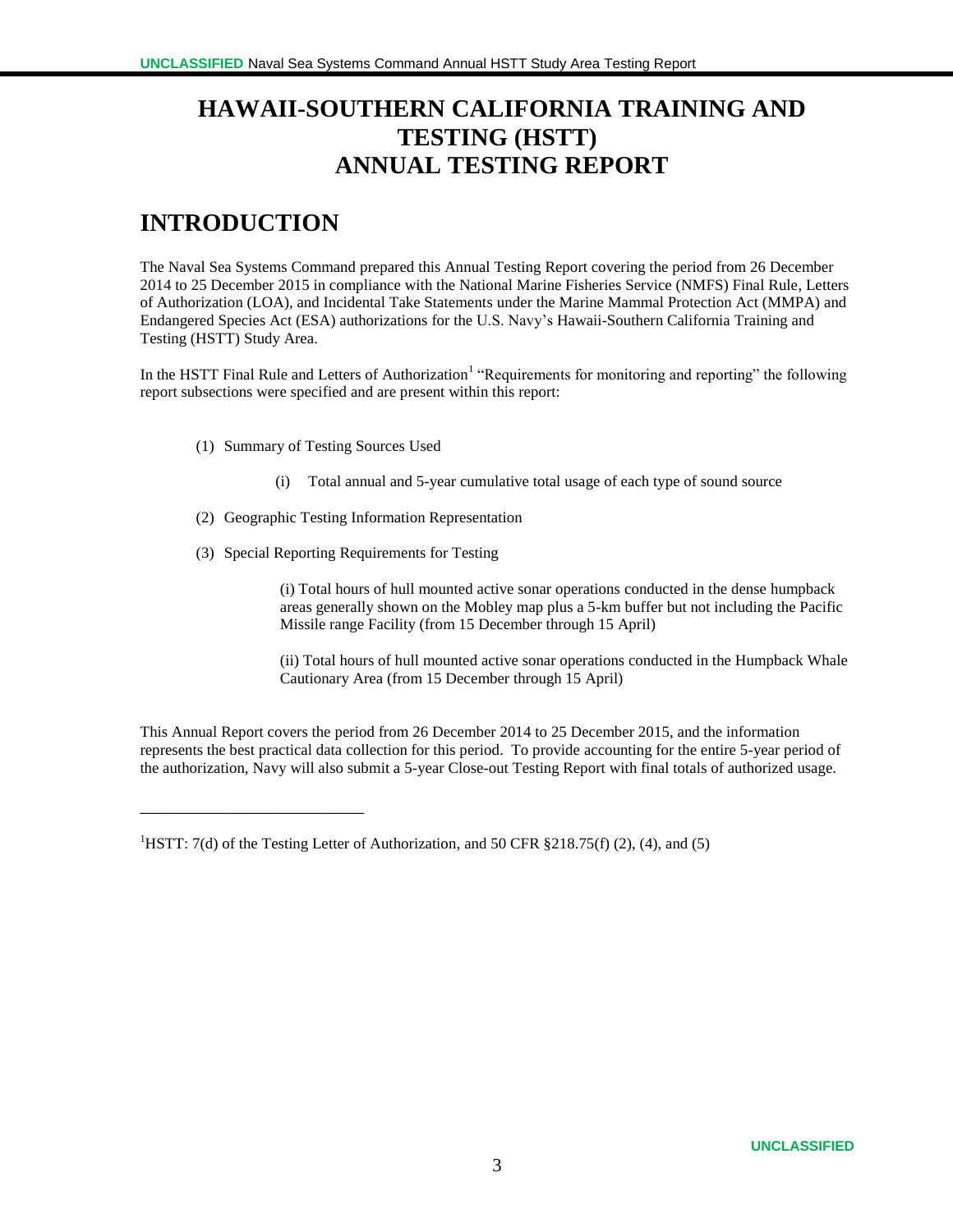# HAWAII-SOUTHERN CALIFORNIA TRAINING AND TESTING (HSTT) ANNUAL TESTING REPORT

## INTRODUCTION

The Naval Sea Systems Command prepared this Annual Testing Report covering the period from 26 December 2014 to 25 December 2015 in compliance with the National Marine Fisheries Service (NMFS) Final Rule, Letters of Authorization (LOA), and Incidental Take Statements under the Marine Mammal Protection Act (MMPA) and Endangered Species Act (ESA) authorizations for the U.S. Navy's Hawaii-Southern California Training and Testing (HSTT) Study Area.

In the HSTT Final Rule and Letters of Authorization[1] "Requirements for monitoring and reporting" the following report subsections were specified and are present within this report:

(1) Summary of Testing Sources Used

   (i) Total annual and 5-year cumulative total usage of each type of sound source

(2) Geographic Testing Information Representation

(3) Special Reporting Requirements for Testing

   (i) Total hours of hull mounted active sonar operations conducted in the dense humpback areas generally shown on the Mobley map plus a 5-km buffer but not including the Pacific Missile range Facility (from 15 December through 15 April)

   (ii) Total hours of hull mounted active sonar operations conducted in the Humpback Whale Cautionary Area (from 15 December through 15 April)

This Annual Report covers the period from 26 December 2014 to 25 December 2015, and the information represents the best practical data collection for this period. To provide accounting for the entire 5-year period of the authorization, Navy will also submit a 5-year Close-out Testing Report with final totals of authorized usage.

---

[1]HSTT: 7(d) of the Testing Letter of Authorization, and 50 CFR §218.75(f) (2), (4), and (5)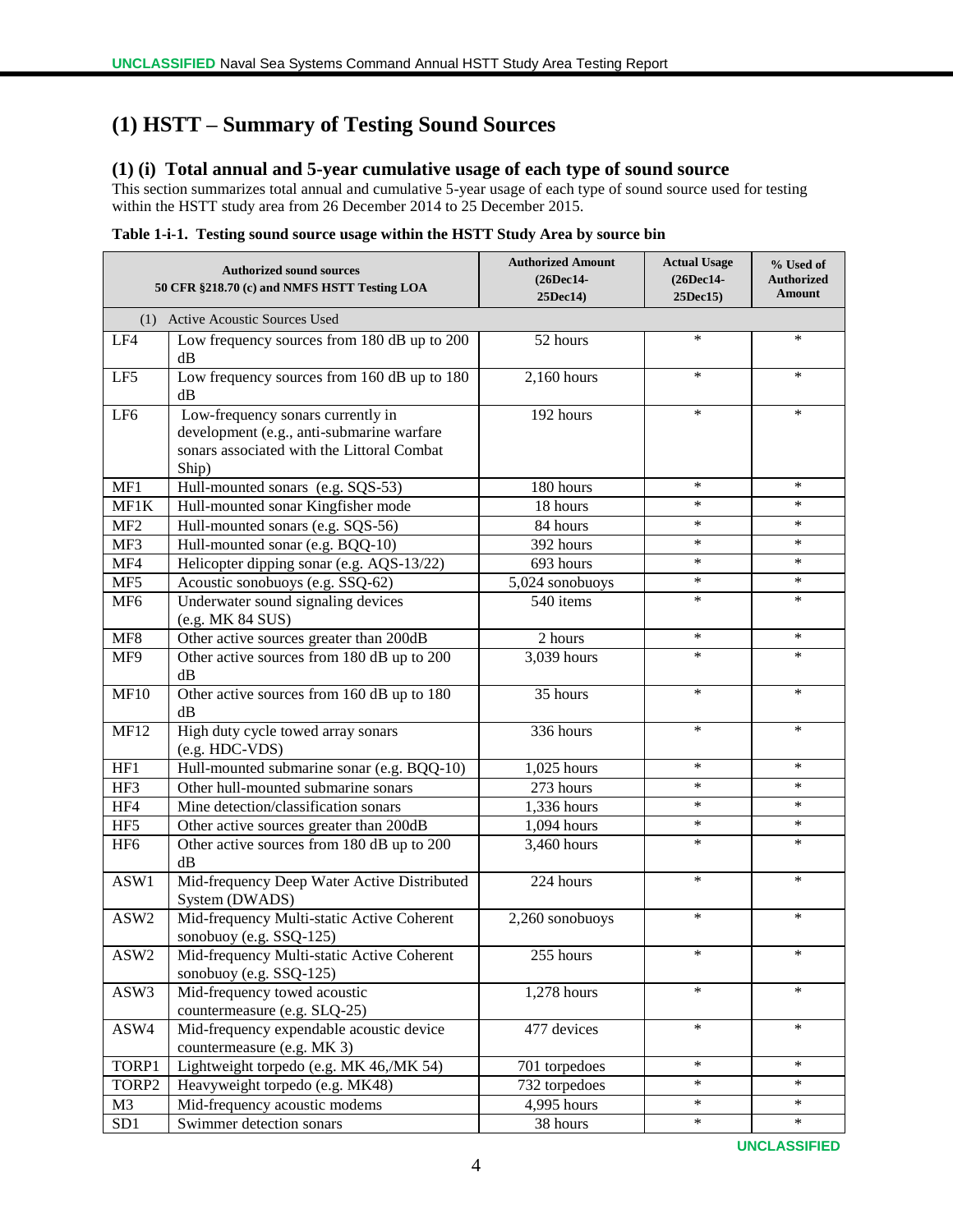# (1) HSTT – Summary of Testing Sound Sources

## (1) (i) Total annual and 5-year cumulative usage of each type of sound source

This section summarizes total annual and cumulative 5-year usage of each type of sound source used for testing within the HSTT study area from 26 December 2014 to 25 December 2015.

**Table 1-i-1. Testing sound source usage within the HSTT Study Area by source bin**

| Authorized sound sources 50 CFR §218.70 (c) and NMFS HSTT Testing LOA | | Authorized Amount (26Dec14-25Dec14) | Actual Usage (26Dec14-25Dec15) | % Used of Authorized Amount |
|---|---|---|---|---|
| (1) Active Acoustic Sources Used | | | | |
| LF4 | Low frequency sources from 180 dB up to 200 dB | 52 hours | * | * |
| LF5 | Low frequency sources from 160 dB up to 180 dB | 2,160 hours | * | * |
| LF6 | Low-frequency sonars currently in development (e.g., anti-submarine warfare sonars associated with the Littoral Combat Ship) | 192 hours | * | * |
| MF1 | Hull-mounted sonars (e.g. SQS-53) | 180 hours | * | * |
| MF1K | Hull-mounted sonar Kingfisher mode | 18 hours | * | * |
| MF2 | Hull-mounted sonars (e.g. SQS-56) | 84 hours | * | * |
| MF3 | Hull-mounted sonar (e.g. BQQ-10) | 392 hours | * | * |
| MF4 | Helicopter dipping sonar (e.g. AQS-13/22) | 693 hours | * | * |
| MF5 | Acoustic sonobuoys (e.g. SSQ-62) | 5,024 sonobuoys | * | * |
| MF6 | Underwater sound signaling devices (e.g. MK 84 SUS) | 540 items | * | * |
| MF8 | Other active sources greater than 200dB | 2 hours | * | * |
| MF9 | Other active sources from 180 dB up to 200 dB | 3,039 hours | * | * |
| MF10 | Other active sources from 160 dB up to 180 dB | 35 hours | * | * |
| MF12 | High duty cycle towed array sonars (e.g. HDC-VDS) | 336 hours | * | * |
| HF1 | Hull-mounted submarine sonar (e.g. BQQ-10) | 1,025 hours | * | * |
| HF3 | Other hull-mounted submarine sonars | 273 hours | * | * |
| HF4 | Mine detection/classification sonars | 1,336 hours | * | * |
| HF5 | Other active sources greater than 200dB | 1,094 hours | * | * |
| HF6 | Other active sources from 180 dB up to 200 dB | 3,460 hours | * | * |
| ASW1 | Mid-frequency Deep Water Active Distributed System (DWADS) | 224 hours | * | * |
| ASW2 | Mid-frequency Multi-static Active Coherent sonobuoy (e.g. SSQ-125) | 2,260 sonobuoys | * | * |
| ASW2 | Mid-frequency Multi-static Active Coherent sonobuoy (e.g. SSQ-125) | 255 hours | * | * |
| ASW3 | Mid-frequency towed acoustic countermeasure (e.g. SLQ-25) | 1,278 hours | * | * |
| ASW4 | Mid-frequency expendable acoustic device countermeasure (e.g. MK 3) | 477 devices | * | * |
| TORP1 | Lightweight torpedo (e.g. MK 46,/MK 54) | 701 torpedoes | * | * |
| TORP2 | Heavyweight torpedo (e.g. MK48) | 732 torpedoes | * | * |
| M3 | Mid-frequency acoustic modems | 4,995 hours | * | * |
| SD1 | Swimmer detection sonars | 38 hours | * | * |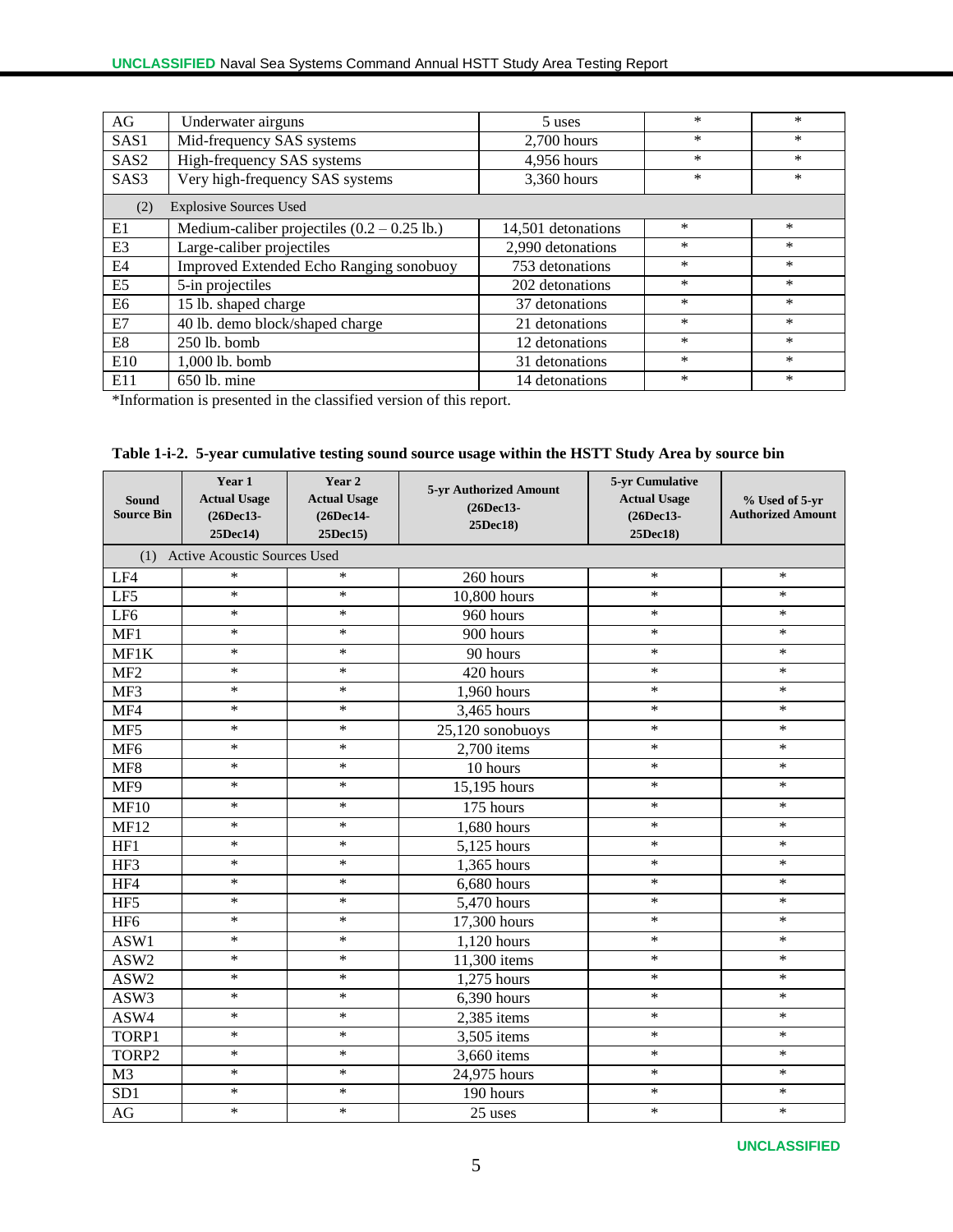| AG | Underwater airguns | 5 uses | * | * |
|---|---|---|---|---|
| SAS1 | Mid-frequency SAS systems | 2,700 hours | * | * |
| SAS2 | High-frequency SAS systems | 4,956 hours | * | * |
| SAS3 | Very high-frequency SAS systems | 3,360 hours | * | * |
| (2) | Explosive Sources Used | | | |
| E1 | Medium-caliber projectiles (0.2 – 0.25 lb.) | 14,501 detonations | * | * |
| E3 | Large-caliber projectiles | 2,990 detonations | * | * |
| E4 | Improved Extended Echo Ranging sonobuoy | 753 detonations | * | * |
| E5 | 5-in projectiles | 202 detonations | * | * |
| E6 | 15 lb. shaped charge | 37 detonations | * | * |
| E7 | 40 lb. demo block/shaped charge | 21 detonations | * | * |
| E8 | 250 lb. bomb | 12 detonations | * | * |
| E10 | 1,000 lb. bomb | 31 detonations | * | * |
| E11 | 650 lb. mine | 14 detonations | * | * |

*Information is presented in the classified version of this report.

**Table 1-i-2. 5-year cumulative testing sound source usage within the HSTT Study Area by source bin**

| Sound Source Bin | Year 1 Actual Usage (26Dec13-25Dec14) | Year 2 Actual Usage (26Dec14-25Dec15) | 5-yr Authorized Amount (26Dec13-25Dec18) | 5-yr Cumulative Actual Usage (26Dec13-25Dec18) | % Used of 5-yr Authorized Amount |
|---|---|---|---|---|---|
| (1) Active Acoustic Sources Used | | | | | |
| LF4 | * | * | 260 hours | * | * |
| LF5 | * | * | 10,800 hours | * | * |
| LF6 | * | * | 960 hours | * | * |
| MF1 | * | * | 900 hours | * | * |
| MF1K | * | * | 90 hours | * | * |
| MF2 | * | * | 420 hours | * | * |
| MF3 | * | * | 1,960 hours | * | * |
| MF4 | * | * | 3,465 hours | * | * |
| MF5 | * | * | 25,120 sonobuoys | * | * |
| MF6 | * | * | 2,700 items | * | * |
| MF8 | * | * | 10 hours | * | * |
| MF9 | * | * | 15,195 hours | * | * |
| MF10 | * | * | 175 hours | * | * |
| MF12 | * | * | 1,680 hours | * | * |
| HF1 | * | * | 5,125 hours | * | * |
| HF3 | * | * | 1,365 hours | * | * |
| HF4 | * | * | 6,680 hours | * | * |
| HF5 | * | * | 5,470 hours | * | * |
| HF6 | * | * | 17,300 hours | * | * |
| ASW1 | * | * | 1,120 hours | * | * |
| ASW2 | * | * | 11,300 items | * | * |
| ASW2 | * | * | 1,275 hours | * | * |
| ASW3 | * | * | 6,390 hours | * | * |
| ASW4 | * | * | 2,385 items | * | * |
| TORP1 | * | * | 3,505 items | * | * |
| TORP2 | * | * | 3,660 items | * | * |
| M3 | * | * | 24,975 hours | * | * |
| SD1 | * | * | 190 hours | * | * |
| AG | * | * | 25 uses | * | * |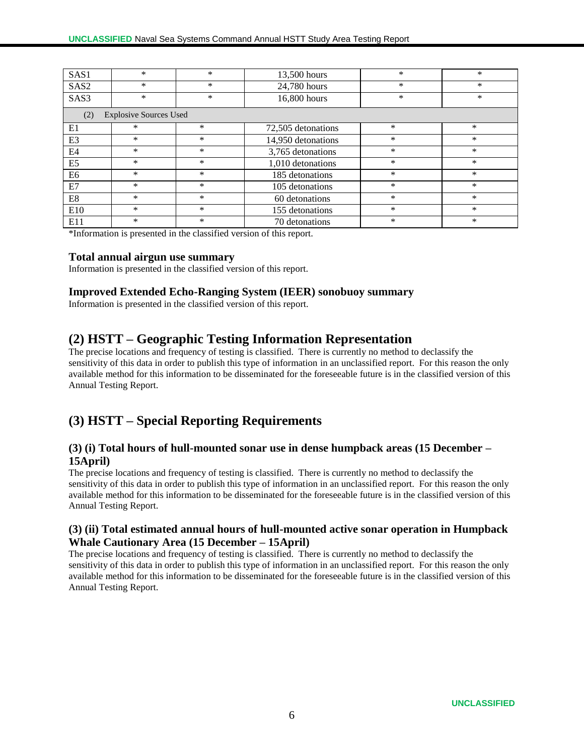| | | | | | |
|---|---|---|---|---|---|
| SAS1 | * | * | 13,500 hours | * | * |
| SAS2 | * | * | 24,780 hours | * | * |
| SAS3 | * | * | 16,800 hours | * | * |
| (2) Explosive Sources Used | | | | | |
| E1 | * | * | 72,505 detonations | * | * |
| E3 | * | * | 14,950 detonations | * | * |
| E4 | * | * | 3,765 detonations | * | * |
| E5 | * | * | 1,010 detonations | * | * |
| E6 | * | * | 185 detonations | * | * |
| E7 | * | * | 105 detonations | * | * |
| E8 | * | * | 60 detonations | * | * |
| E10 | * | * | 155 detonations | * | * |
| E11 | * | * | 70 detonations | * | * |

*Information is presented in the classified version of this report.

### Total annual airgun use summary

Information is presented in the classified version of this report.

### Improved Extended Echo-Ranging System (IEER) sonobuoy summary

Information is presented in the classified version of this report.

## (2) HSTT – Geographic Testing Information Representation

The precise locations and frequency of testing is classified. There is currently no method to declassify the sensitivity of this data in order to publish this type of information in an unclassified report. For this reason the only available method for this information to be disseminated for the foreseeable future is in the classified version of this Annual Testing Report.

## (3) HSTT – Special Reporting Requirements

### (3) (i) Total hours of hull-mounted sonar use in dense humpback areas (15 December – 15April)

The precise locations and frequency of testing is classified. There is currently no method to declassify the sensitivity of this data in order to publish this type of information in an unclassified report. For this reason the only available method for this information to be disseminated for the foreseeable future is in the classified version of this Annual Testing Report.

### (3) (ii) Total estimated annual hours of hull-mounted active sonar operation in Humpback Whale Cautionary Area (15 December – 15April)

The precise locations and frequency of testing is classified. There is currently no method to declassify the sensitivity of this data in order to publish this type of information in an unclassified report. For this reason the only available method for this information to be disseminated for the foreseeable future is in the classified version of this Annual Testing Report.